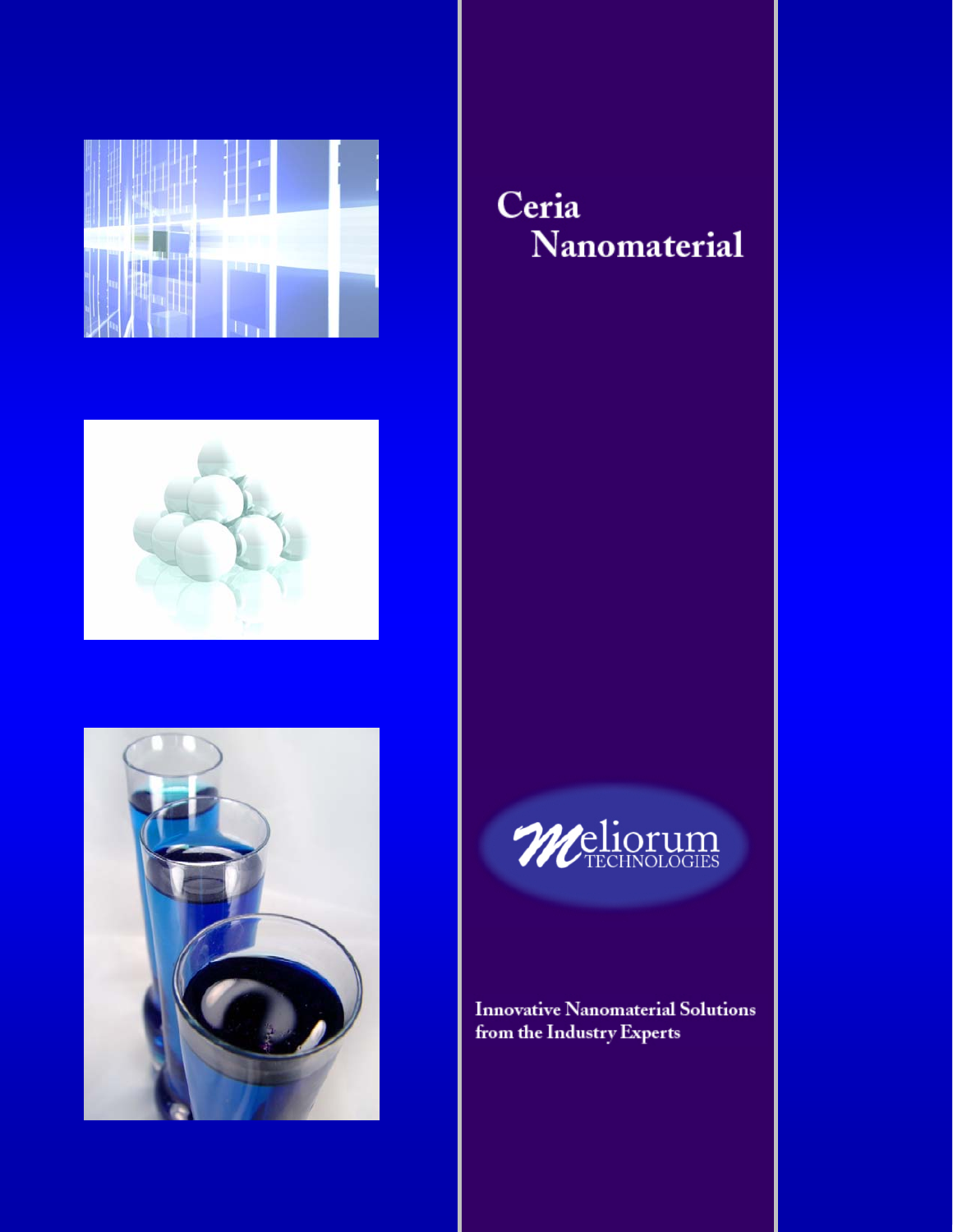# Ceria Nanomaterial

Meliorum TECHNOLOGIES

**Innovative Nanomaterial Solutions from the Industry Experts**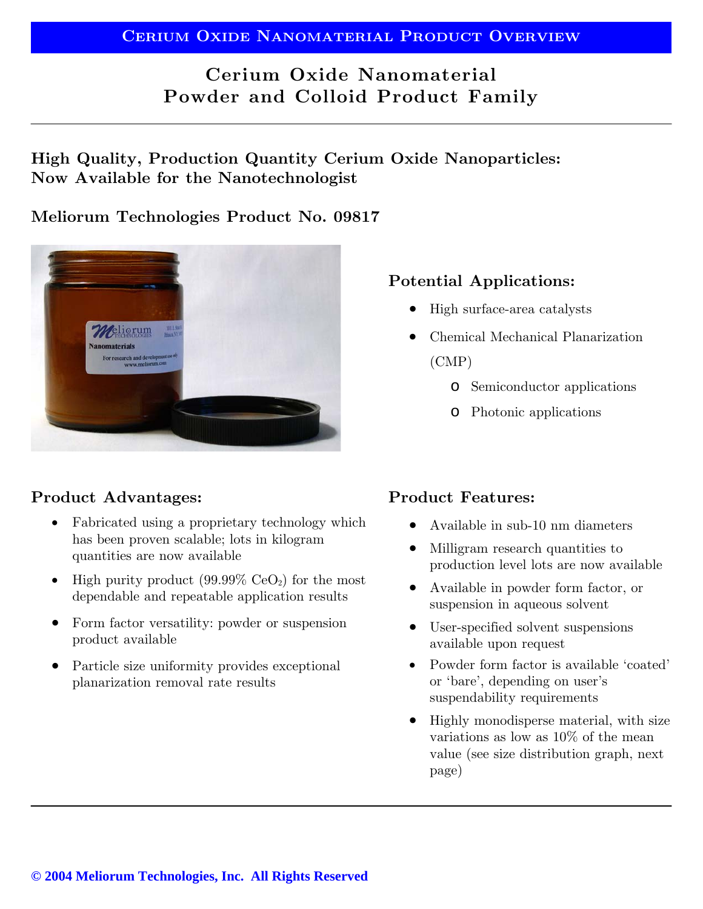# Cerium Oxide Nanomaterial Product Overview

## Cerium Oxide Nanomaterial Powder and Colloid Product Family

### High Quality, Production Quantity Cerium Oxide Nanoparticles: Now Available for the Nanotechnologist

### Meliorum Technologies Product No. 09817

### Potential Applications:

- High surface-area catalysts
- Chemical Mechanical Planarization (CMP)
  - Semiconductor applications
  - Photonic applications

### Product Advantages:

- Fabricated using a proprietary technology which has been proven scalable; lots in kilogram quantities are now available
- High purity product (99.99% $CeO_2$) for the most dependable and repeatable application results
- Form factor versatility: powder or suspension product available
- Particle size uniformity provides exceptional planarization removal rate results

### Product Features:

- Available in sub-10 nm diameters
- Milligram research quantities to production level lots are now available
- Available in powder form factor, or suspension in aqueous solvent
- User-specified solvent suspensions available upon request
- Powder form factor is available 'coated' or 'bare', depending on user's suspendability requirements
- Highly monodisperse material, with size variations as low as 10% of the mean value (see size distribution graph, next page)

**© 2004 Meliorum Technologies, Inc. All Rights Reserved**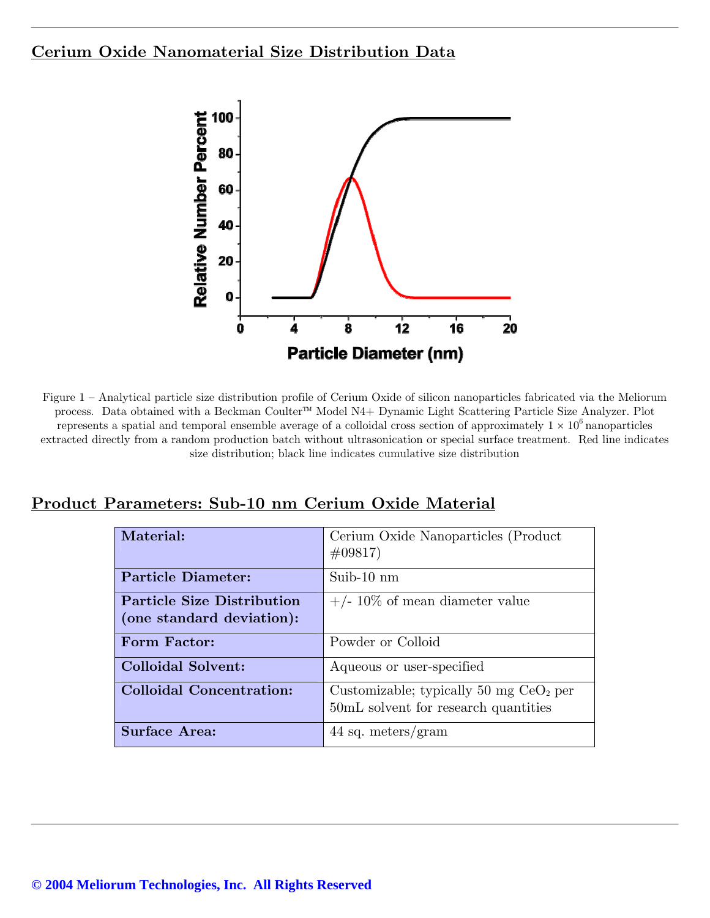## Cerium Oxide Nanomaterial Size Distribution Data

Figure 1 – Analytical particle size distribution profile of Cerium Oxide of silicon nanoparticles fabricated via the Meliorum process. Data obtained with a Beckman Coulter™ Model N4+ Dynamic Light Scattering Particle Size Analyzer. Plot represents a spatial and temporal ensemble average of a colloidal cross section of approximately $1 \times 10^6$ nanoparticles extracted directly from a random production batch without ultrasonication or special surface treatment. Red line indicates size distribution; black line indicates cumulative size distribution

## Product Parameters: Sub-10 nm Cerium Oxide Material

| | |
|---|---|
| **Material:** | Cerium Oxide Nanoparticles (Product #09817) |
| **Particle Diameter:** | Suib-10 nm |
| **Particle Size Distribution (one standard deviation):** | +/- 10% of mean diameter value |
| **Form Factor:** | Powder or Colloid |
| **Colloidal Solvent:** | Aqueous or user-specified |
| **Colloidal Concentration:** | Customizable; typically 50 mg $CeO_2$ per 50mL solvent for research quantities |
| **Surface Area:** | 44 sq. meters/gram |

**© 2004 Meliorum Technologies, Inc. All Rights Reserved**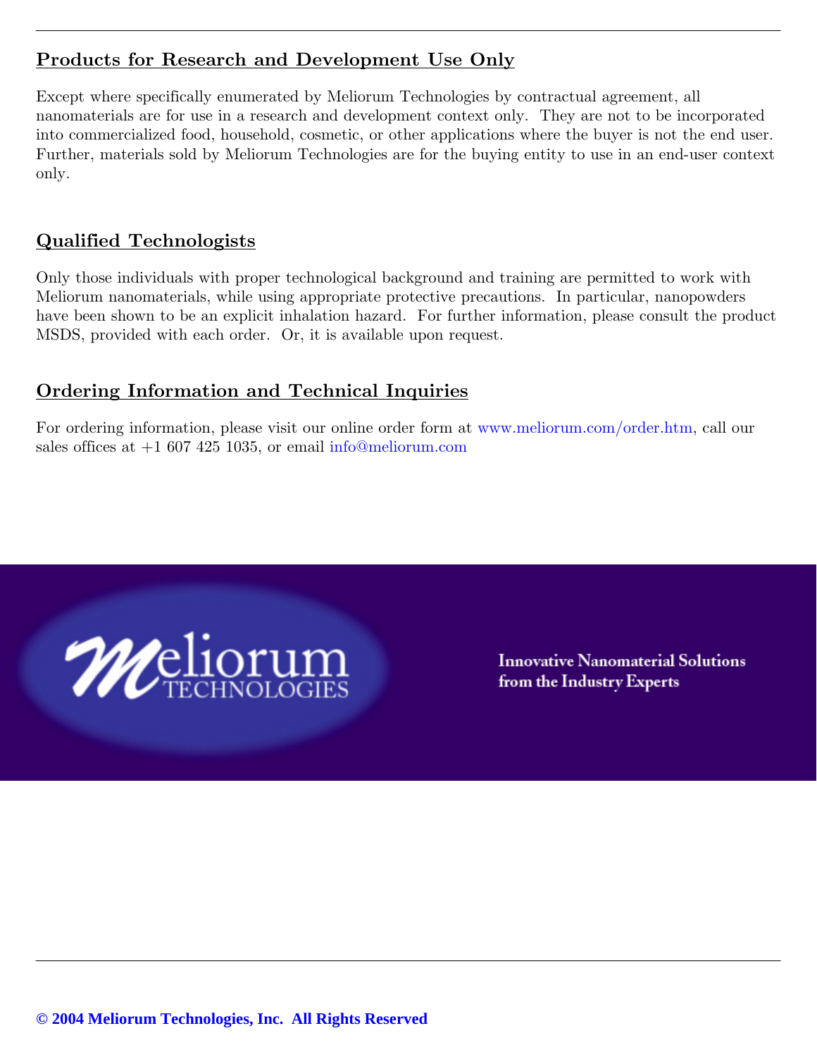## Products for Research and Development Use Only

Except where specifically enumerated by Meliorum Technologies by contractual agreement, all nanomaterials are for use in a research and development context only. They are not to be incorporated into commercialized food, household, cosmetic, or other applications where the buyer is not the end user. Further, materials sold by Meliorum Technologies are for the buying entity to use in an end-user context only.

## Qualified Technologists

Only those individuals with proper technological background and training are permitted to work with Meliorum nanomaterials, while using appropriate protective precautions. In particular, nanopowders have been shown to be an explicit inhalation hazard. For further information, please consult the product MSDS, provided with each order. Or, it is available upon request.

## Ordering Information and Technical Inquiries

For ordering information, please visit our online order form at www.meliorum.com/order.htm, call our sales offices at +1 607 425 1035, or email info@meliorum.com

Meliorum TECHNOLOGIES

Innovative Nanomaterial Solutions from the Industry Experts

**© 2004 Meliorum Technologies, Inc. All Rights Reserved**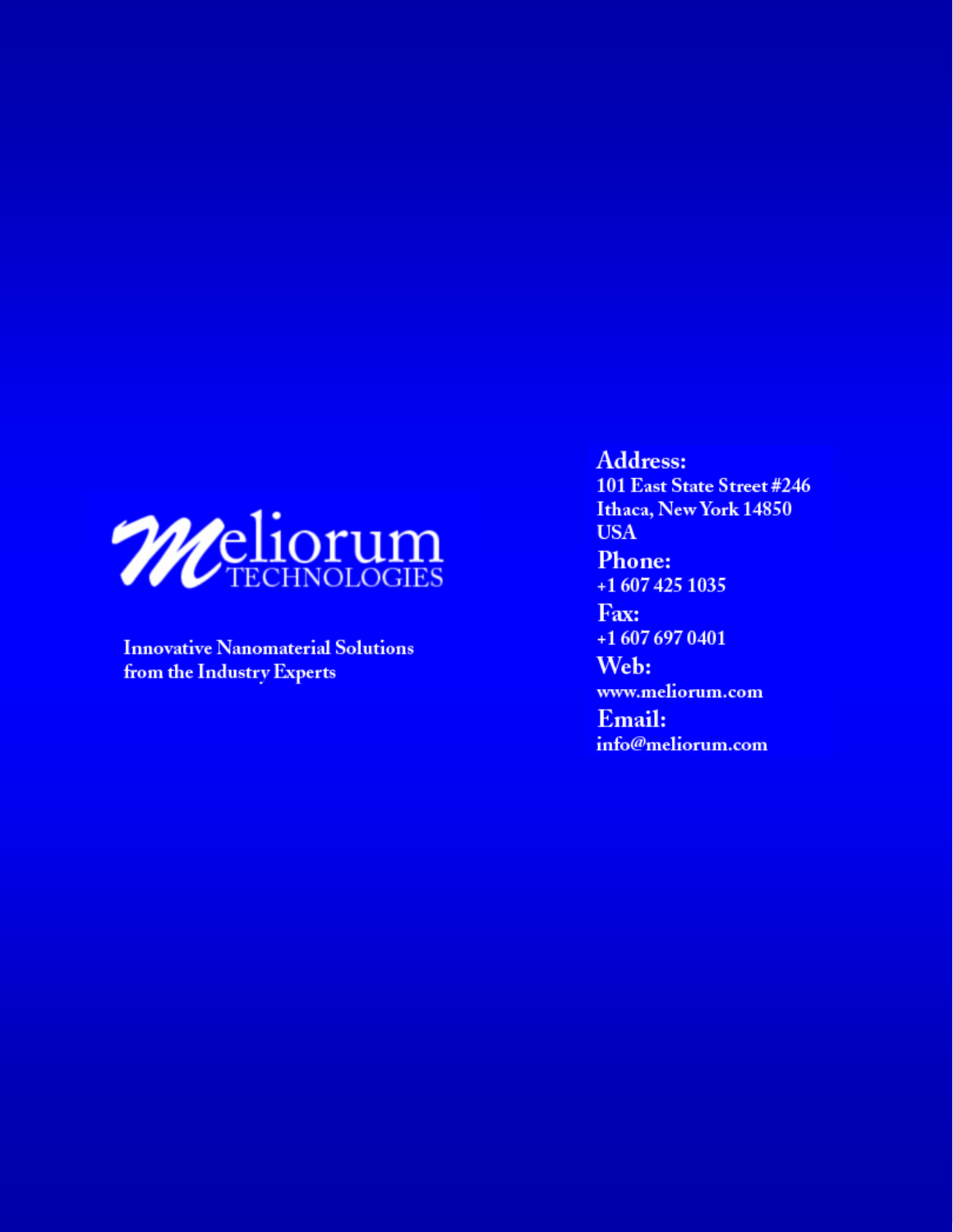Meliorum
TECHNOLOGIES

**Innovative Nanomaterial Solutions from the Industry Experts**

**Address:**
101 East State Street #246
Ithaca, New York 14850
USA

**Phone:**
+1 607 425 1035

**Fax:**
+1 607 697 0401

**Web:**
www.meliorum.com

**Email:**
info@meliorum.com